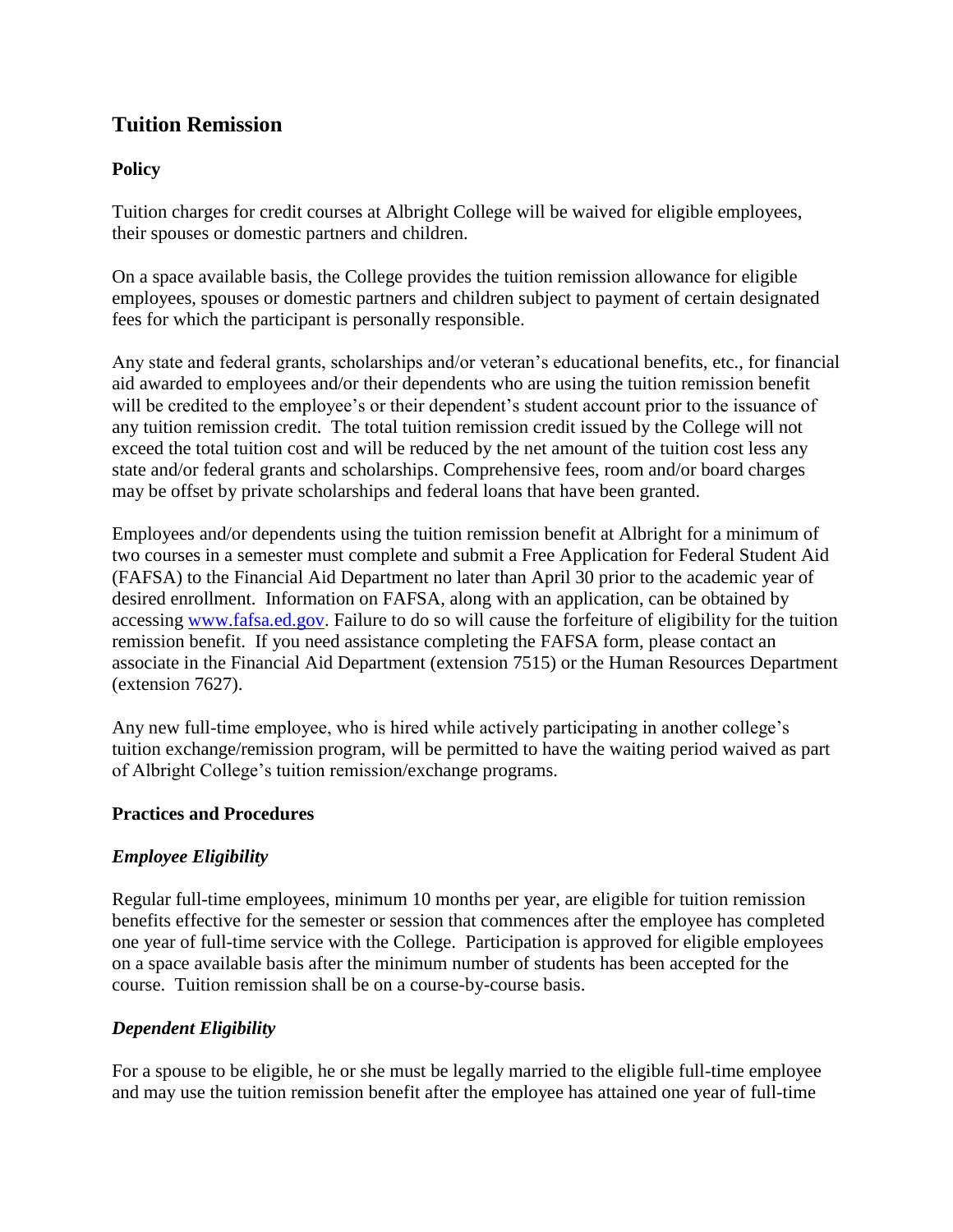# Tuition Remission

## Policy

Tuition charges for credit courses at Albright College will be waived for eligible employees, their spouses or domestic partners and children.

On a space available basis, the College provides the tuition remission allowance for eligible employees, spouses or domestic partners and children subject to payment of certain designated fees for which the participant is personally responsible.

Any state and federal grants, scholarships and/or veteran's educational benefits, etc., for financial aid awarded to employees and/or their dependents who are using the tuition remission benefit will be credited to the employee's or their dependent's student account prior to the issuance of any tuition remission credit. The total tuition remission credit issued by the College will not exceed the total tuition cost and will be reduced by the net amount of the tuition cost less any state and/or federal grants and scholarships. Comprehensive fees, room and/or board charges may be offset by private scholarships and federal loans that have been granted.

Employees and/or dependents using the tuition remission benefit at Albright for a minimum of two courses in a semester must complete and submit a Free Application for Federal Student Aid (FAFSA) to the Financial Aid Department no later than April 30 prior to the academic year of desired enrollment. Information on FAFSA, along with an application, can be obtained by accessing [www.fafsa.ed.gov](http://www.fafsa.ed.gov). Failure to do so will cause the forfeiture of eligibility for the tuition remission benefit. If you need assistance completing the FAFSA form, please contact an associate in the Financial Aid Department (extension 7515) or the Human Resources Department (extension 7627).

Any new full-time employee, who is hired while actively participating in another college's tuition exchange/remission program, will be permitted to have the waiting period waived as part of Albright College's tuition remission/exchange programs.

## Practices and Procedures

### *Employee Eligibility*

Regular full-time employees, minimum 10 months per year, are eligible for tuition remission benefits effective for the semester or session that commences after the employee has completed one year of full-time service with the College. Participation is approved for eligible employees on a space available basis after the minimum number of students has been accepted for the course. Tuition remission shall be on a course-by-course basis.

### *Dependent Eligibility*

For a spouse to be eligible, he or she must be legally married to the eligible full-time employee and may use the tuition remission benefit after the employee has attained one year of full-time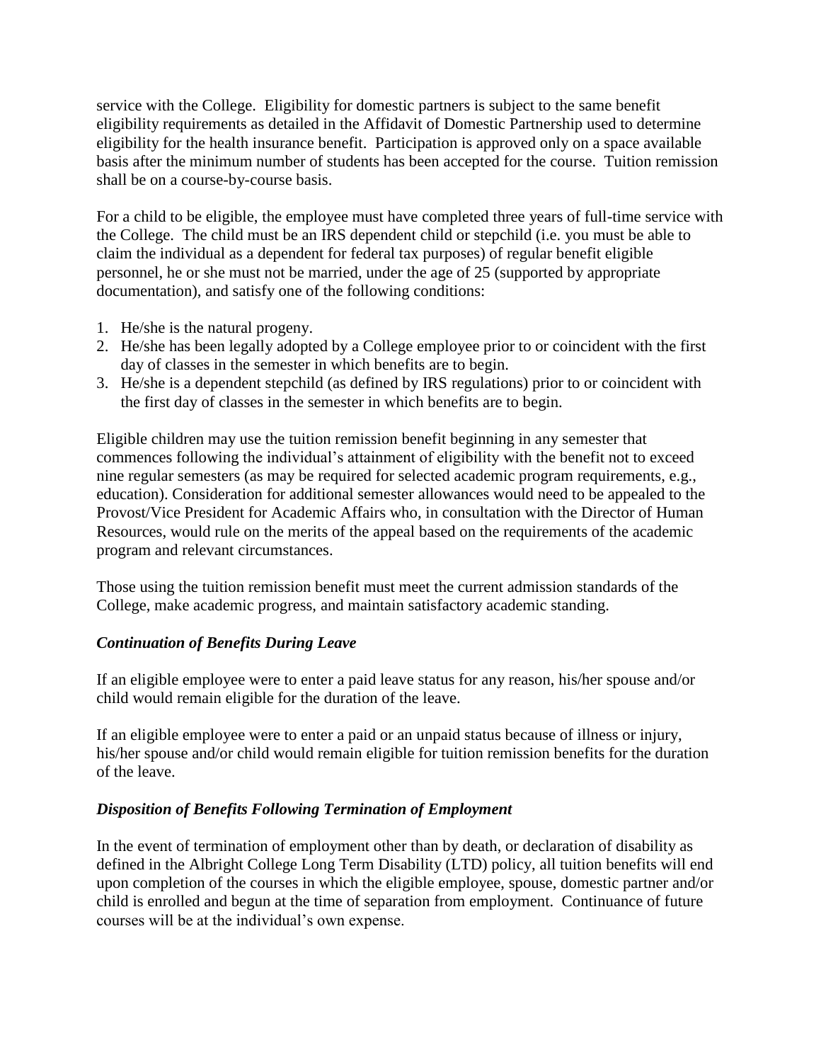service with the College. Eligibility for domestic partners is subject to the same benefit eligibility requirements as detailed in the Affidavit of Domestic Partnership used to determine eligibility for the health insurance benefit. Participation is approved only on a space available basis after the minimum number of students has been accepted for the course. Tuition remission shall be on a course-by-course basis.

For a child to be eligible, the employee must have completed three years of full-time service with the College. The child must be an IRS dependent child or stepchild (i.e. you must be able to claim the individual as a dependent for federal tax purposes) of regular benefit eligible personnel, he or she must not be married, under the age of 25 (supported by appropriate documentation), and satisfy one of the following conditions:

1. He/she is the natural progeny.
2. He/she has been legally adopted by a College employee prior to or coincident with the first day of classes in the semester in which benefits are to begin.
3. He/she is a dependent stepchild (as defined by IRS regulations) prior to or coincident with the first day of classes in the semester in which benefits are to begin.

Eligible children may use the tuition remission benefit beginning in any semester that commences following the individual's attainment of eligibility with the benefit not to exceed nine regular semesters (as may be required for selected academic program requirements, e.g., education). Consideration for additional semester allowances would need to be appealed to the Provost/Vice President for Academic Affairs who, in consultation with the Director of Human Resources, would rule on the merits of the appeal based on the requirements of the academic program and relevant circumstances.

Those using the tuition remission benefit must meet the current admission standards of the College, make academic progress, and maintain satisfactory academic standing.

### *Continuation of Benefits During Leave*

If an eligible employee were to enter a paid leave status for any reason, his/her spouse and/or child would remain eligible for the duration of the leave.

If an eligible employee were to enter a paid or an unpaid status because of illness or injury, his/her spouse and/or child would remain eligible for tuition remission benefits for the duration of the leave.

### *Disposition of Benefits Following Termination of Employment*

In the event of termination of employment other than by death, or declaration of disability as defined in the Albright College Long Term Disability (LTD) policy, all tuition benefits will end upon completion of the courses in which the eligible employee, spouse, domestic partner and/or child is enrolled and begun at the time of separation from employment. Continuance of future courses will be at the individual's own expense.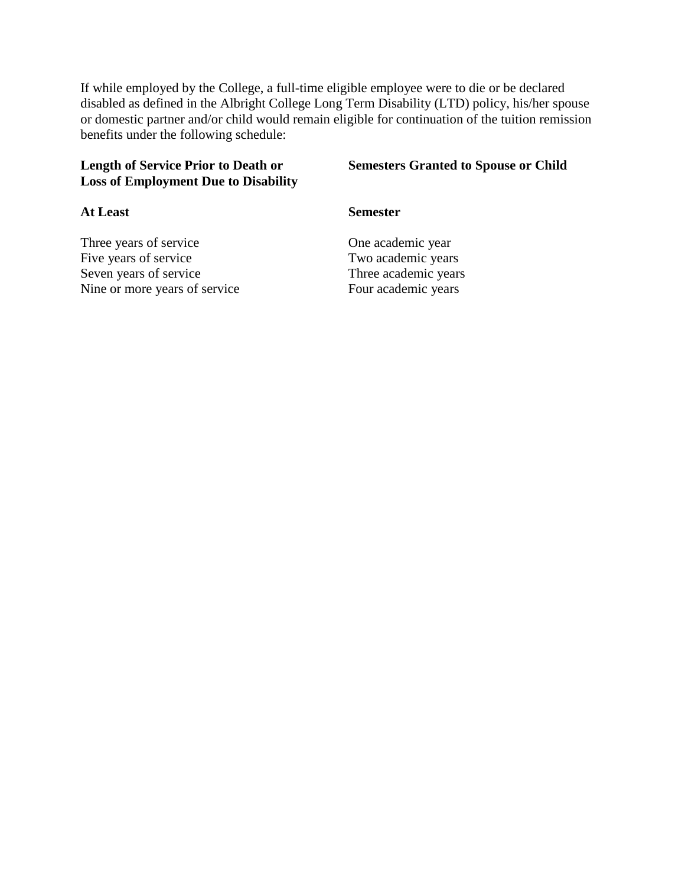If while employed by the College, a full-time eligible employee were to die or be declared disabled as defined in the Albright College Long Term Disability (LTD) policy, his/her spouse or domestic partner and/or child would remain eligible for continuation of the tuition remission benefits under the following schedule:

| **Length of Service Prior to Death or Loss of Employment Due to Disability** | **Semesters Granted to Spouse or Child** |
|---|---|
| **At Least** | **Semester** |
| Three years of service | One academic year |
| Five years of service | Two academic years |
| Seven years of service | Three academic years |
| Nine or more years of service | Four academic years |